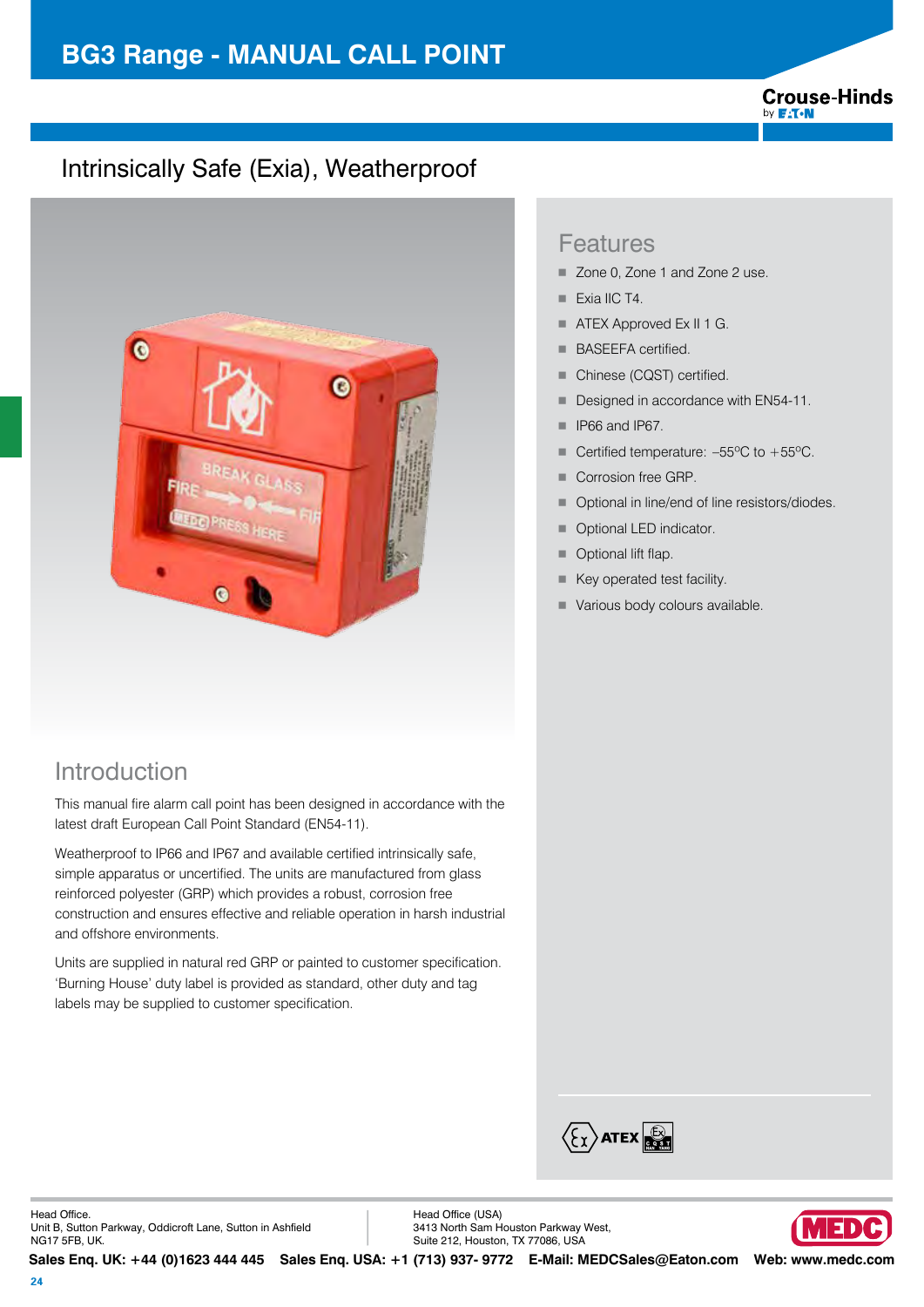# BG3 Range - MANUAL CALL POINT

## Intrinsically Safe (Exia), Weatherproof

## Introduction

This manual fire alarm call point has been designed in accordance with the latest draft European Call Point Standard (EN54-11).

Weatherproof to IP66 and IP67 and available certified intrinsically safe, simple apparatus or uncertified. The units are manufactured from glass reinforced polyester (GRP) which provides a robust, corrosion free construction and ensures effective and reliable operation in harsh industrial and offshore environments.

Units are supplied in natural red GRP or painted to customer specification. 'Burning House' duty label is provided as standard, other duty and tag labels may be supplied to customer specification.

## Features

- Zone 0, Zone 1 and Zone 2 use.
- Exia IIC T4.
- ATEX Approved Ex II 1 G.
- BASEEFA certified.
- Chinese (CQST) certified.
- Designed in accordance with EN54-11.
- IP66 and IP67.
- Certified temperature: –55ºC to +55ºC.
- Corrosion free GRP.
- Optional in line/end of line resistors/diodes.
- Optional LED indicator.
- Optional lift flap.
- Key operated test facility.
- Various body colours available.

Head Office.
Unit B, Sutton Parkway, Oddicroft Lane, Sutton in Ashfield
NG17 5FB, UK.

Head Office (USA)
3413 North Sam Houston Parkway West,
Suite 212, Houston, TX 77086, USA

**Sales Enq. UK: +44 (0)1623 444 445 Sales Enq. USA: +1 (713) 937- 9772 E-Mail: MEDCSales@Eaton.com Web: www.medc.com**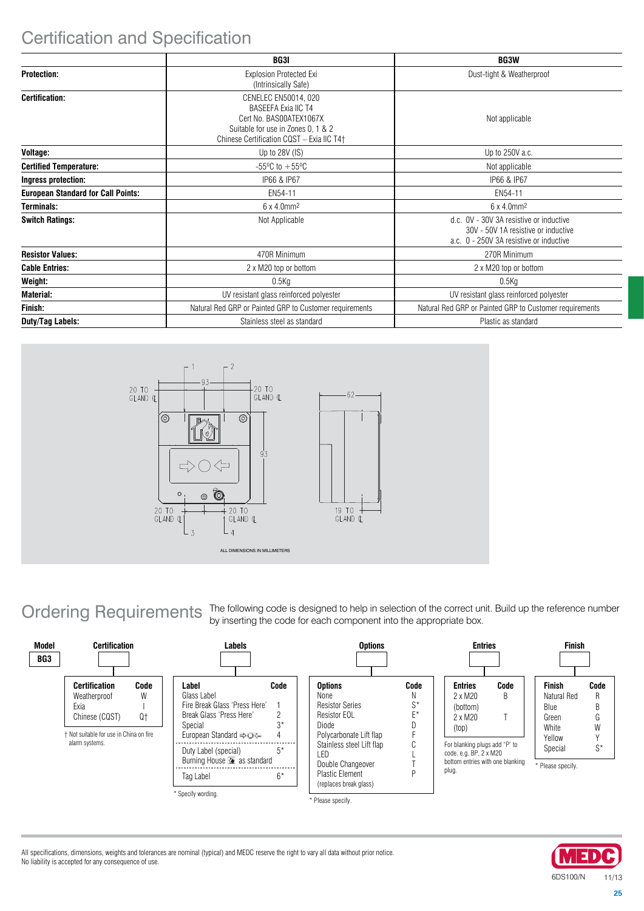# Certification and Specification

| | BG3I | BG3W |
|---|---|---|
| **Protection:** | Explosion Protected Exi (Intrinsically Safe) | Dust-tight & Weatherproof |
| **Certification:** | CENELEC EN50014, 020<br>BASEEFA Exia IIC T4<br>Cert No. BAS00ATEX1067X<br>Suitable for use in Zones 0, 1 & 2<br>Chinese Certification CQST – Exia IIC T4† | Not applicable |
| **Voltage:** | Up to 28V (IS) | Up to 250V a.c. |
| **Certified Temperature:** | -55ºC to +55ºC | Not applicable |
| **Ingress protection:** | IP66 & IP67 | IP66 & IP67 |
| **European Standard for Call Points:** | EN54-11 | EN54-11 |
| **Terminals:** | 6 x 4.0mm² | 6 x 4.0mm² |
| **Switch Ratings:** | Not Applicable | d.c. 0V - 30V 3A resistive or inductive<br>30V - 50V 1A resistive or inductive<br>a.c. 0 - 250V 3A resistive or inductive |
| **Resistor Values:** | 470R Minimum | 270R Minimum |
| **Cable Entries:** | 2 x M20 top or bottom | 2 x M20 top or bottom |
| **Weight:** | 0.5Kg | 0.5Kg |
| **Material:** | UV resistant glass reinforced polyester | UV resistant glass reinforced polyester |
| **Finish:** | Natural Red GRP or Painted GRP to Customer requirements | Natural Red GRP or Painted GRP to Customer requirements |
| **Duty/Tag Labels:** | Stainless steel as standard | Plastic as standard |

1
2
93
20 TO GLAND ℄
20 TO GLAND ℄
93
20 TO GLAND ℄
20 TO GLAND ℄
3
4
62
19 TO GLAND ℄
ALL DIMENSIONS IN MILLIMETERS

# Ordering Requirements

The following code is designed to help in selection of the correct unit. Build up the reference number by inserting the code for each component into the appropriate box.

**Model:** BG3

**Certification**

| Certification | Code |
|---|---|
| Weatherproof | W |
| Exia | I |
| Chinese (CQST) | Q† |

† Not suitable for use in China on fire alarm systems.

**Labels**

| Label | Code |
|---|---|
| Glass Label | |
| Fire Break Glass 'Press Here' | 1 |
| Break Glass 'Press Here' | 2 |
| Special | 3* |
| European Standard | 4 |
| Duty Label (special) | 5* |
| Burning House as standard | |
| Tag Label | 6* |

* Specify wording.

**Options**

| Options | Code |
|---|---|
| None | N |
| Resistor Series | S* |
| Resistor EOL | E* |
| Diode | D |
| Polycarbonate Lift flap | F |
| Stainless steel Lift flap | C |
| LED | L |
| Double Changeover | T |
| Plastic Element (replaces break glass) | P |

* Please specify.

**Entries**

| Entries | Code |
|---|---|
| 2 x M20 (bottom) | B |
| 2 x M20 (top) | T |

For blanking plugs add "P" to code. e.g. BP, 2 x M20 bottom entries with one blanking plug.

**Finish**

| Finish | Code |
|---|---|
| Natural Red | R |
| Blue | B |
| Green | G |
| White | W |
| Yellow | Y |
| Special | S* |

* Please specify.

All specifications, dimensions, weights and tolerances are nominal (typical) and MEDC reserve the right to vary all data without prior notice. No liability is accepted for any consequence of use.

MEDC

6DS100/N 11/13